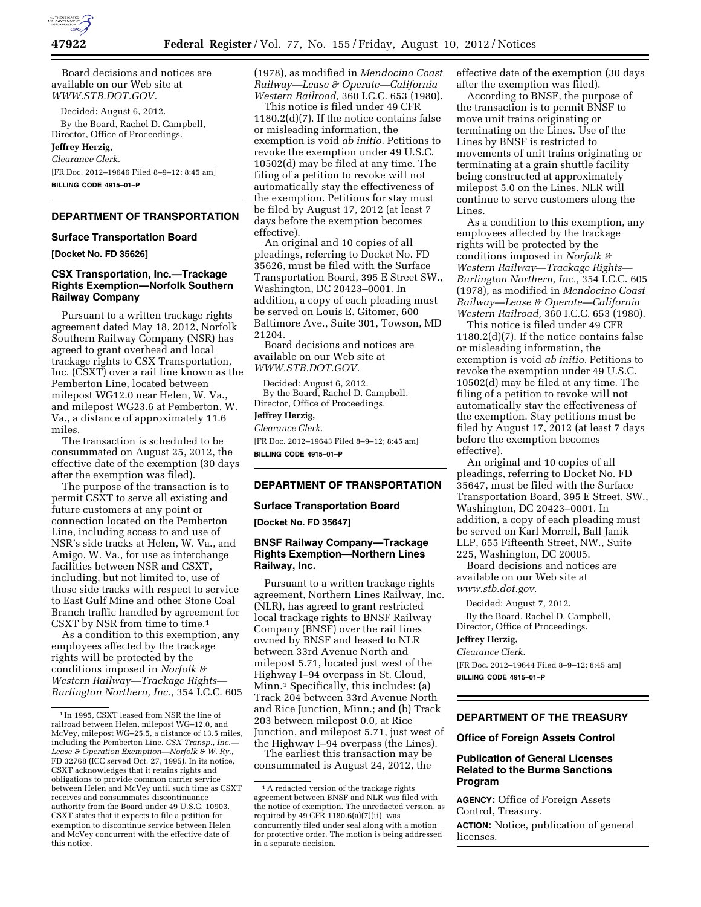Board decisions and notices are available on our Web site at *WWW.STB.DOT.GOV.*

Decided: August 6, 2012.

By the Board, Rachel D. Campbell, Director, Office of Proceedings.

**Jeffrey Herzig,**

*Clearance Clerk.*

[FR Doc. 2012–19646 Filed 8–9–12; 8:45 am]

**BILLING CODE 4915–01–P**

## DEPARTMENT OF TRANSPORTATION

### Surface Transportation Board

**[Docket No. FD 35626]**

### CSX Transportation, Inc.—Trackage Rights Exemption—Norfolk Southern Railway Company

Pursuant to a written trackage rights agreement dated May 18, 2012, Norfolk Southern Railway Company (NSR) has agreed to grant overhead and local trackage rights to CSX Transportation, Inc. (CSXT) over a rail line known as the Pemberton Line, located between milepost WG12.0 near Helen, W. Va., and milepost WG23.6 at Pemberton, W. Va., a distance of approximately 11.6 miles.

The transaction is scheduled to be consummated on August 25, 2012, the effective date of the exemption (30 days after the exemption was filed).

The purpose of the transaction is to permit CSXT to serve all existing and future customers at any point or connection located on the Pemberton Line, including access to and use of NSR's side tracks at Helen, W. Va., and Amigo, W. Va., for use as interchange facilities between NSR and CSXT, including, but not limited to, use of those side tracks with respect to service to East Gulf Mine and other Stone Coal Branch traffic handled by agreement for CSXT by NSR from time to time.[1]

As a condition to this exemption, any employees affected by the trackage rights will be protected by the conditions imposed in *Norfolk & Western Railway—Trackage Rights—Burlington Northern, Inc.,* 354 I.C.C. 605 (1978), as modified in *Mendocino Coast Railway—Lease & Operate—California Western Railroad,* 360 I.C.C. 653 (1980).

This notice is filed under 49 CFR 1180.2(d)(7). If the notice contains false or misleading information, the exemption is void *ab initio.* Petitions to revoke the exemption under 49 U.S.C. 10502(d) may be filed at any time. The filing of a petition to revoke will not automatically stay the effectiveness of the exemption. Petitions for stay must be filed by August 17, 2012 (at least 7 days before the exemption becomes effective).

An original and 10 copies of all pleadings, referring to Docket No. FD 35626, must be filed with the Surface Transportation Board, 395 E Street SW., Washington, DC 20423–0001. In addition, a copy of each pleading must be served on Louis E. Gitomer, 600 Baltimore Ave., Suite 301, Towson, MD 21204.

Board decisions and notices are available on our Web site at *WWW.STB.DOT.GOV.*

Decided: August 6, 2012.

By the Board, Rachel D. Campbell, Director, Office of Proceedings.

**Jeffrey Herzig,**

*Clearance Clerk.*

[FR Doc. 2012–19643 Filed 8–9–12; 8:45 am]

**BILLING CODE 4915–01–P**

[1] In 1995, CSXT leased from NSR the line of railroad between Helen, milepost WG–12.0, and McVey, milepost WG–25.5, a distance of 13.5 miles, including the Pemberton Line. *CSX Transp., Inc.—Lease & Operation Exemption—Norfolk & W. Ry.,* FD 32768 (ICC served Oct. 27, 1995). In its notice, CSXT acknowledges that it retains rights and obligations to provide common carrier service between Helen and McVey until such time as CSXT receives and consummates discontinuance authority from the Board under 49 U.S.C. 10903. CSXT states that it expects to file a petition for exemption to discontinue service between Helen and McVey concurrent with the effective date of this notice.

## DEPARTMENT OF TRANSPORTATION

### Surface Transportation Board

**[Docket No. FD 35647]**

### BNSF Railway Company—Trackage Rights Exemption—Northern Lines Railway, Inc.

Pursuant to a written trackage rights agreement, Northern Lines Railway, Inc. (NLR), has agreed to grant restricted local trackage rights to BNSF Railway Company (BNSF) over the rail lines owned by BNSF and leased to NLR between 33rd Avenue North and milepost 5.71, located just west of the Highway I–94 overpass in St. Cloud, Minn.[1] Specifically, this includes: (a) Track 204 between 33rd Avenue North and Rice Junction, Minn.; and (b) Track 203 between milepost 0.0, at Rice Junction, and milepost 5.71, just west of the Highway I–94 overpass (the Lines).

The earliest this transaction may be consummated is August 24, 2012, the effective date of the exemption (30 days after the exemption was filed).

According to BNSF, the purpose of the transaction is to permit BNSF to move unit trains originating or terminating on the Lines. Use of the Lines by BNSF is restricted to movements of unit trains originating or terminating at a grain shuttle facility being constructed at approximately milepost 5.0 on the Lines. NLR will continue to serve customers along the Lines.

As a condition to this exemption, any employees affected by the trackage rights will be protected by the conditions imposed in *Norfolk & Western Railway—Trackage Rights—Burlington Northern, Inc.,* 354 I.C.C. 605 (1978), as modified in *Mendocino Coast Railway—Lease & Operate—California Western Railroad,* 360 I.C.C. 653 (1980).

This notice is filed under 49 CFR 1180.2(d)(7). If the notice contains false or misleading information, the exemption is void *ab initio.* Petitions to revoke the exemption under 49 U.S.C. 10502(d) may be filed at any time. The filing of a petition to revoke will not automatically stay the effectiveness of the exemption. Stay petitions must be filed by August 17, 2012 (at least 7 days before the exemption becomes effective).

An original and 10 copies of all pleadings, referring to Docket No. FD 35647, must be filed with the Surface Transportation Board, 395 E Street, SW., Washington, DC 20423–0001. In addition, a copy of each pleading must be served on Karl Morrell, Ball Janik LLP, 655 Fifteenth Street, NW., Suite 225, Washington, DC 20005.

Board decisions and notices are available on our Web site at *www.stb.dot.gov.*

Decided: August 7, 2012.

By the Board, Rachel D. Campbell, Director, Office of Proceedings.

**Jeffrey Herzig,**

*Clearance Clerk.*

[FR Doc. 2012–19644 Filed 8–9–12; 8:45 am]

**BILLING CODE 4915–01–P**

[1] A redacted version of the trackage rights agreement between BNSF and NLR was filed with the notice of exemption. The unredacted version, as required by 49 CFR 1180.6(a)(7)(ii), was concurrently filed under seal along with a motion for protective order. The motion is being addressed in a separate decision.

## DEPARTMENT OF THE TREASURY

### Office of Foreign Assets Control

### Publication of General Licenses Related to the Burma Sanctions Program

**AGENCY:** Office of Foreign Assets Control, Treasury.

**ACTION:** Notice, publication of general licenses.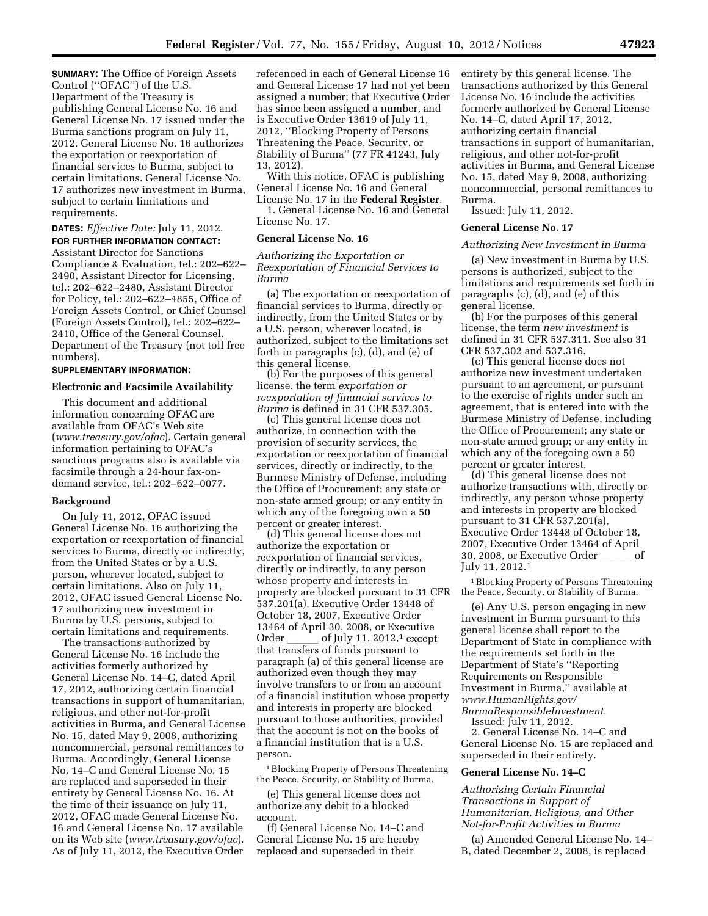**SUMMARY:** The Office of Foreign Assets Control (''OFAC'') of the U.S. Department of the Treasury is publishing General License No. 16 and General License No. 17 issued under the Burma sanctions program on July 11, 2012. General License No. 16 authorizes the exportation or reexportation of financial services to Burma, subject to certain limitations. General License No. 17 authorizes new investment in Burma, subject to certain limitations and requirements.

**DATES:** *Effective Date:* July 11, 2012.

**FOR FURTHER INFORMATION CONTACT:** Assistant Director for Sanctions Compliance & Evaluation, tel.: 202–622–2490, Assistant Director for Licensing, tel.: 202–622–2480, Assistant Director for Policy, tel.: 202–622–4855, Office of Foreign Assets Control, or Chief Counsel (Foreign Assets Control), tel.: 202–622–2410, Office of the General Counsel, Department of the Treasury (not toll free numbers).

**SUPPLEMENTARY INFORMATION:**

**Electronic and Facsimile Availability**

This document and additional information concerning OFAC are available from OFAC's Web site (*www.treasury.gov/ofac*). Certain general information pertaining to OFAC's sanctions programs also is available via facsimile through a 24-hour fax-on-demand service, tel.: 202–622–0077.

**Background**

On July 11, 2012, OFAC issued General License No. 16 authorizing the exportation or reexportation of financial services to Burma, directly or indirectly, from the United States or by a U.S. person, wherever located, subject to certain limitations. Also on July 11, 2012, OFAC issued General License No. 17 authorizing new investment in Burma by U.S. persons, subject to certain limitations and requirements.

The transactions authorized by General License No. 16 include the activities formerly authorized by General License No. 14–C, dated April 17, 2012, authorizing certain financial transactions in support of humanitarian, religious, and other not-for-profit activities in Burma, and General License No. 15, dated May 9, 2008, authorizing noncommercial, personal remittances to Burma. Accordingly, General License No. 14–C and General License No. 15 are replaced and superseded in their entirety by General License No. 16. At the time of their issuance on July 11, 2012, OFAC made General License No. 16 and General License No. 17 available on its Web site (*www.treasury.gov/ofac*). As of July 11, 2012, the Executive Order referenced in each of General License 16 and General License 17 had not yet been assigned a number; that Executive Order has since been assigned a number, and is Executive Order 13619 of July 11, 2012, ''Blocking Property of Persons Threatening the Peace, Security, or Stability of Burma'' (77 FR 41243, July 13, 2012).

With this notice, OFAC is publishing General License No. 16 and General License No. 17 in the **Federal Register**.

1. General License No. 16 and General License No. 17.

**General License No. 16**

*Authorizing the Exportation or Reexportation of Financial Services to Burma*

(a) The exportation or reexportation of financial services to Burma, directly or indirectly, from the United States or by a U.S. person, wherever located, is authorized, subject to the limitations set forth in paragraphs (c), (d), and (e) of this general license.

(b) For the purposes of this general license, the term *exportation or reexportation of financial services to Burma* is defined in 31 CFR 537.305.

(c) This general license does not authorize, in connection with the provision of security services, the exportation or reexportation of financial services, directly or indirectly, to the Burmese Ministry of Defense, including the Office of Procurement; any state or non-state armed group; or any entity in which any of the foregoing own a 50 percent or greater interest.

(d) This general license does not authorize the exportation or reexportation of financial services, directly or indirectly, to any person whose property and interests in property are blocked pursuant to 31 CFR 537.201(a), Executive Order 13448 of October 18, 2007, Executive Order 13464 of April 30, 2008, or Executive Order ______ of July 11, 2012,[1] except that transfers of funds pursuant to paragraph (a) of this general license are authorized even though they may involve transfers to or from an account of a financial institution whose property and interests in property are blocked pursuant to those authorities, provided that the account is not on the books of a financial institution that is a U.S. person.

[1] Blocking Property of Persons Threatening the Peace, Security, or Stability of Burma.

(e) This general license does not authorize any debit to a blocked account.

(f) General License No. 14–C and General License No. 15 are hereby replaced and superseded in their entirety by this general license. The transactions authorized by this General License No. 16 include the activities formerly authorized by General License No. 14–C, dated April 17, 2012, authorizing certain financial transactions in support of humanitarian, religious, and other not-for-profit activities in Burma, and General License No. 15, dated May 9, 2008, authorizing noncommercial, personal remittances to Burma.

Issued: July 11, 2012.

**General License No. 17**

*Authorizing New Investment in Burma*

(a) New investment in Burma by U.S. persons is authorized, subject to the limitations and requirements set forth in paragraphs (c), (d), and (e) of this general license.

(b) For the purposes of this general license, the term *new investment* is defined in 31 CFR 537.311. See also 31 CFR 537.302 and 537.316.

(c) This general license does not authorize new investment undertaken pursuant to an agreement, or pursuant to the exercise of rights under such an agreement, that is entered into with the Burmese Ministry of Defense, including the Office of Procurement; any state or non-state armed group; or any entity in which any of the foregoing own a 50 percent or greater interest.

(d) This general license does not authorize transactions with, directly or indirectly, any person whose property and interests in property are blocked pursuant to 31 CFR 537.201(a), Executive Order 13448 of October 18, 2007, Executive Order 13464 of April 30, 2008, or Executive Order ______ of July 11, 2012.[1]

[1] Blocking Property of Persons Threatening the Peace, Security, or Stability of Burma.

(e) Any U.S. person engaging in new investment in Burma pursuant to this general license shall report to the Department of State in compliance with the requirements set forth in the Department of State's ''Reporting Requirements on Responsible Investment in Burma,'' available at *www.HumanRights.gov/BurmaResponsibleInvestment.*

Issued: July 11, 2012.

2. General License No. 14–C and General License No. 15 are replaced and superseded in their entirety.

**General License No. 14–C**

*Authorizing Certain Financial Transactions in Support of Humanitarian, Religious, and Other Not-for-Profit Activities in Burma*

(a) Amended General License No. 14–B, dated December 2, 2008, is replaced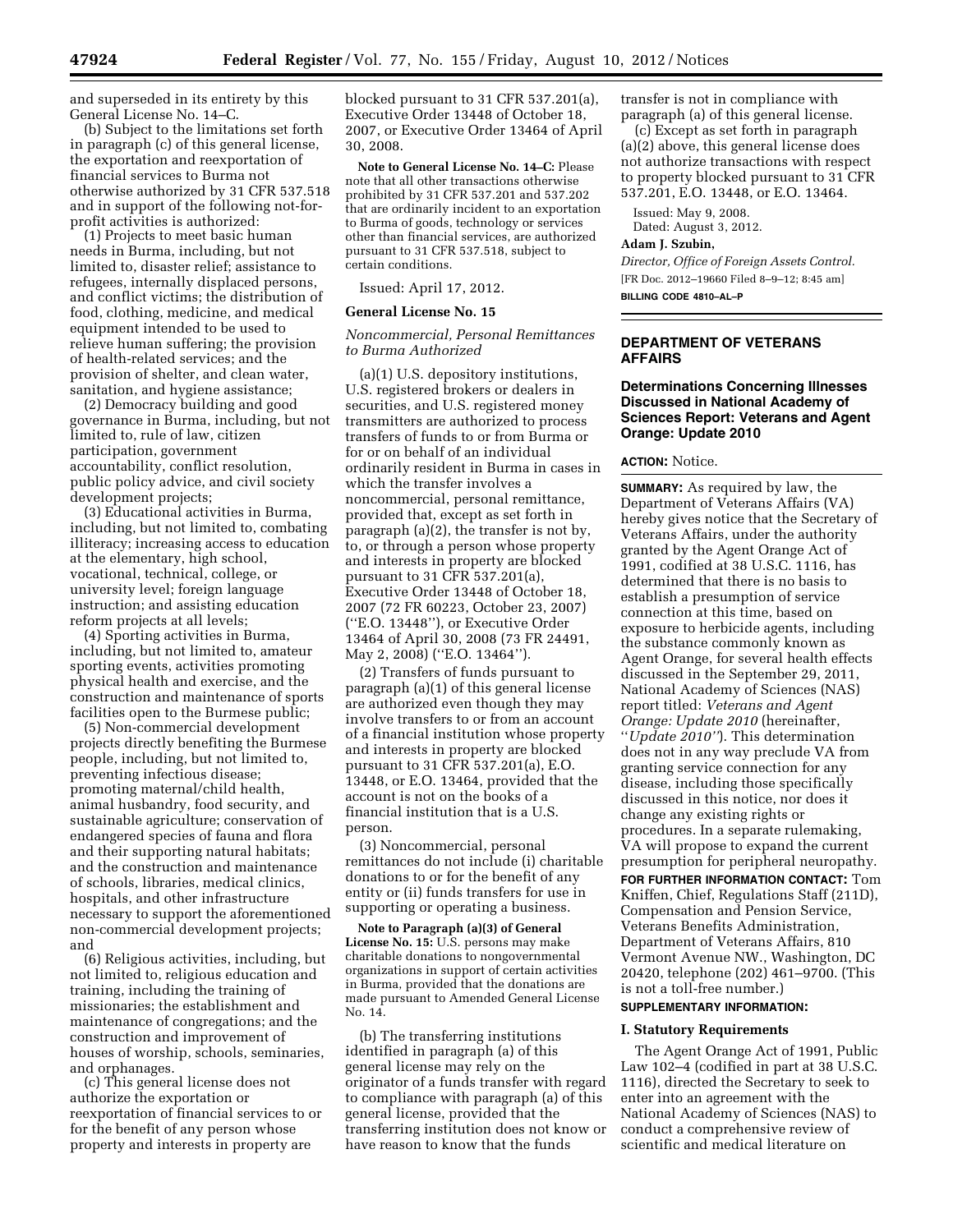and superseded in its entirety by this General License No. 14–C.

(b) Subject to the limitations set forth in paragraph (c) of this general license, the exportation and reexportation of financial services to Burma not otherwise authorized by 31 CFR 537.518 and in support of the following not-for-profit activities is authorized:

(1) Projects to meet basic human needs in Burma, including, but not limited to, disaster relief; assistance to refugees, internally displaced persons, and conflict victims; the distribution of food, clothing, medicine, and medical equipment intended to be used to relieve human suffering; the provision of health-related services; and the provision of shelter, and clean water, sanitation, and hygiene assistance;

(2) Democracy building and good governance in Burma, including, but not limited to, rule of law, citizen participation, government accountability, conflict resolution, public policy advice, and civil society development projects;

(3) Educational activities in Burma, including, but not limited to, combating illiteracy; increasing access to education at the elementary, high school, vocational, technical, college, or university level; foreign language instruction; and assisting education reform projects at all levels;

(4) Sporting activities in Burma, including, but not limited to, amateur sporting events, activities promoting physical health and exercise, and the construction and maintenance of sports facilities open to the Burmese public;

(5) Non-commercial development projects directly benefiting the Burmese people, including, but not limited to, preventing infectious disease; promoting maternal/child health, animal husbandry, food security, and sustainable agriculture; conservation of endangered species of fauna and flora and their supporting natural habitats; and the construction and maintenance of schools, libraries, medical clinics, hospitals, and other infrastructure necessary to support the aforementioned non-commercial development projects; and

(6) Religious activities, including, but not limited to, religious education and training, including the training of missionaries; the establishment and maintenance of congregations; and the construction and improvement of houses of worship, schools, seminaries, and orphanages.

(c) This general license does not authorize the exportation or reexportation of financial services to or for the benefit of any person whose property and interests in property are blocked pursuant to 31 CFR 537.201(a), Executive Order 13448 of October 18, 2007, or Executive Order 13464 of April 30, 2008.

**Note to General License No. 14–C:** Please note that all other transactions otherwise prohibited by 31 CFR 537.201 and 537.202 that are ordinarily incident to an exportation to Burma of goods, technology or services other than financial services, are authorized pursuant to 31 CFR 537.518, subject to certain conditions.

Issued: April 17, 2012.

**General License No. 15**

*Noncommercial, Personal Remittances to Burma Authorized*

(a)(1) U.S. depository institutions, U.S. registered brokers or dealers in securities, and U.S. registered money transmitters are authorized to process transfers of funds to or from Burma or for or on behalf of an individual ordinarily resident in Burma in cases in which the transfer involves a noncommercial, personal remittance, provided that, except as set forth in paragraph (a)(2), the transfer is not by, to, or through a person whose property and interests in property are blocked pursuant to 31 CFR 537.201(a), Executive Order 13448 of October 18, 2007 (72 FR 60223, October 23, 2007) (''E.O. 13448''), or Executive Order 13464 of April 30, 2008 (73 FR 24491, May 2, 2008) (''E.O. 13464'').

(2) Transfers of funds pursuant to paragraph (a)(1) of this general license are authorized even though they may involve transfers to or from an account of a financial institution whose property and interests in property are blocked pursuant to 31 CFR 537.201(a), E.O. 13448, or E.O. 13464, provided that the account is not on the books of a financial institution that is a U.S. person.

(3) Noncommercial, personal remittances do not include (i) charitable donations to or for the benefit of any entity or (ii) funds transfers for use in supporting or operating a business.

**Note to Paragraph (a)(3) of General License No. 15:** U.S. persons may make charitable donations to nongovernmental organizations in support of certain activities in Burma, provided that the donations are made pursuant to Amended General License No. 14.

(b) The transferring institutions identified in paragraph (a) of this general license may rely on the originator of a funds transfer with regard to compliance with paragraph (a) of this general license, provided that the transferring institution does not know or have reason to know that the funds transfer is not in compliance with paragraph (a) of this general license.

(c) Except as set forth in paragraph (a)(2) above, this general license does not authorize transactions with respect to property blocked pursuant to 31 CFR 537.201, E.O. 13448, or E.O. 13464.

Issued: May 9, 2008.

Dated: August 3, 2012.

**Adam J. Szubin,**

*Director, Office of Foreign Assets Control.*

[FR Doc. 2012–19660 Filed 8–9–12; 8:45 am]

**BILLING CODE 4810–AL–P**

## DEPARTMENT OF VETERANS AFFAIRS

### Determinations Concerning Illnesses Discussed in National Academy of Sciences Report: Veterans and Agent Orange: Update 2010

**ACTION:** Notice.

**SUMMARY:** As required by law, the Department of Veterans Affairs (VA) hereby gives notice that the Secretary of Veterans Affairs, under the authority granted by the Agent Orange Act of 1991, codified at 38 U.S.C. 1116, has determined that there is no basis to establish a presumption of service connection at this time, based on exposure to herbicide agents, including the substance commonly known as Agent Orange, for several health effects discussed in the September 29, 2011, National Academy of Sciences (NAS) report titled: *Veterans and Agent Orange: Update 2010* (hereinafter, ''*Update 2010*''). This determination does not in any way preclude VA from granting service connection for any disease, including those specifically discussed in this notice, nor does it change any existing rights or procedures. In a separate rulemaking, VA will propose to expand the current presumption for peripheral neuropathy.

**FOR FURTHER INFORMATION CONTACT:** Tom Kniffen, Chief, Regulations Staff (211D), Compensation and Pension Service, Veterans Benefits Administration, Department of Veterans Affairs, 810 Vermont Avenue NW., Washington, DC 20420, telephone (202) 461–9700. (This is not a toll-free number.)

**SUPPLEMENTARY INFORMATION:**

**I. Statutory Requirements**

The Agent Orange Act of 1991, Public Law 102–4 (codified in part at 38 U.S.C. 1116), directed the Secretary to seek to enter into an agreement with the National Academy of Sciences (NAS) to conduct a comprehensive review of scientific and medical literature on